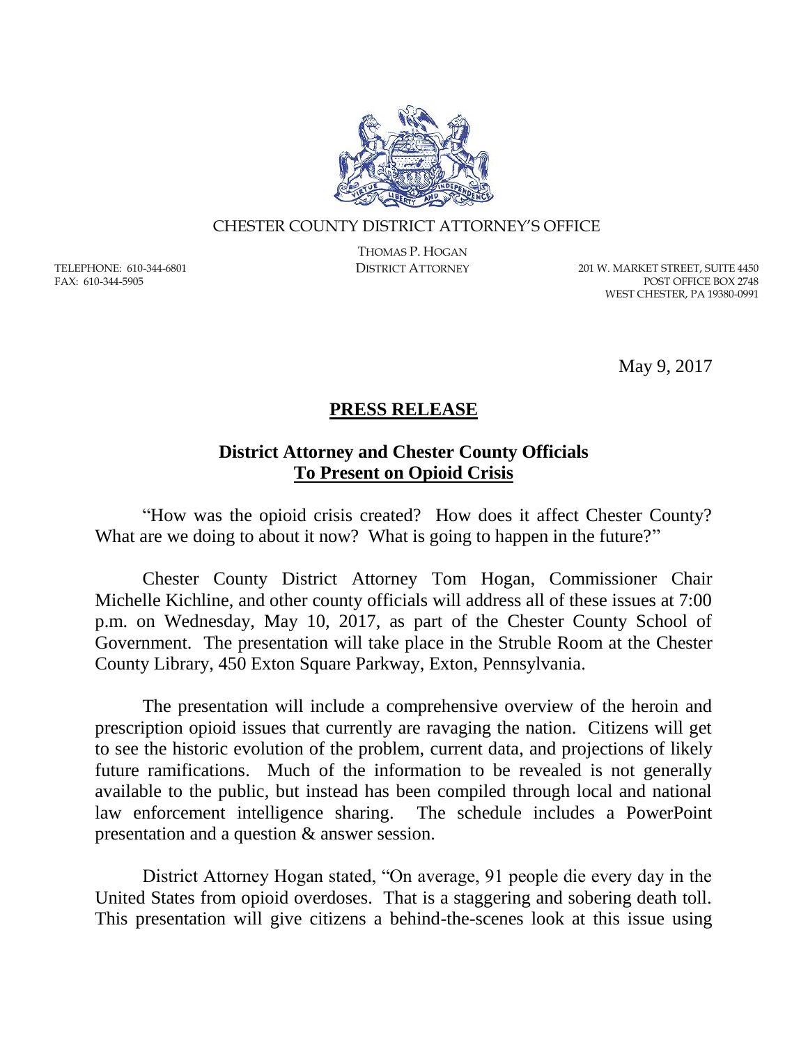CHESTER COUNTY DISTRICT ATTORNEY'S OFFICE

THOMAS P. HOGAN
DISTRICT ATTORNEY

TELEPHONE: 610-344-6801
FAX: 610-344-5905

201 W. MARKET STREET, SUITE 4450
POST OFFICE BOX 2748
WEST CHESTER, PA 19380-0991

May 9, 2017

# **PRESS RELEASE**

## **District Attorney and Chester County Officials**
## **To Present on Opioid Crisis**

"How was the opioid crisis created? How does it affect Chester County? What are we doing to about it now? What is going to happen in the future?"

Chester County District Attorney Tom Hogan, Commissioner Chair Michelle Kichline, and other county officials will address all of these issues at 7:00 p.m. on Wednesday, May 10, 2017, as part of the Chester County School of Government. The presentation will take place in the Struble Room at the Chester County Library, 450 Exton Square Parkway, Exton, Pennsylvania.

The presentation will include a comprehensive overview of the heroin and prescription opioid issues that currently are ravaging the nation. Citizens will get to see the historic evolution of the problem, current data, and projections of likely future ramifications. Much of the information to be revealed is not generally available to the public, but instead has been compiled through local and national law enforcement intelligence sharing. The schedule includes a PowerPoint presentation and a question & answer session.

District Attorney Hogan stated, "On average, 91 people die every day in the United States from opioid overdoses. That is a staggering and sobering death toll. This presentation will give citizens a behind-the-scenes look at this issue using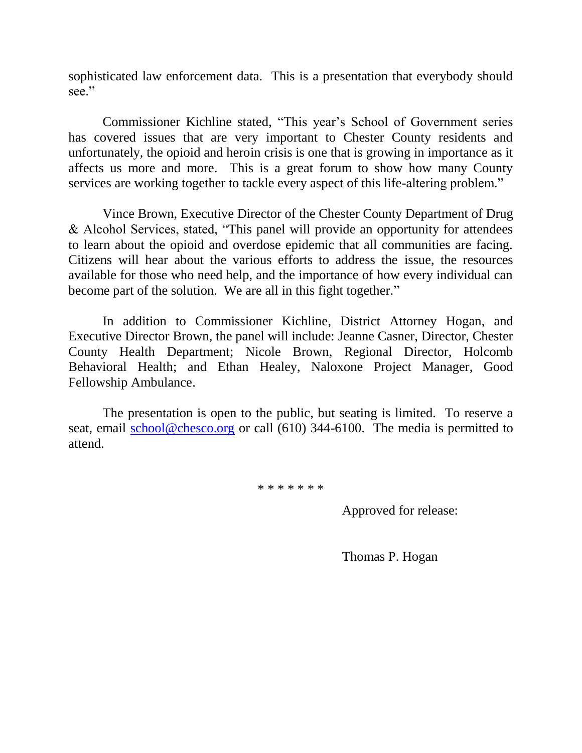sophisticated law enforcement data. This is a presentation that everybody should see."

Commissioner Kichline stated, "This year's School of Government series has covered issues that are very important to Chester County residents and unfortunately, the opioid and heroin crisis is one that is growing in importance as it affects us more and more. This is a great forum to show how many County services are working together to tackle every aspect of this life-altering problem."

Vince Brown, Executive Director of the Chester County Department of Drug & Alcohol Services, stated, "This panel will provide an opportunity for attendees to learn about the opioid and overdose epidemic that all communities are facing. Citizens will hear about the various efforts to address the issue, the resources available for those who need help, and the importance of how every individual can become part of the solution. We are all in this fight together."

In addition to Commissioner Kichline, District Attorney Hogan, and Executive Director Brown, the panel will include: Jeanne Casner, Director, Chester County Health Department; Nicole Brown, Regional Director, Holcomb Behavioral Health; and Ethan Healey, Naloxone Project Manager, Good Fellowship Ambulance.

The presentation is open to the public, but seating is limited. To reserve a seat, email [school@chesco.org](mailto:school@chesco.org) or call (610) 344-6100. The media is permitted to attend.

\* \* \* \* \* \* \*

Approved for release:

Thomas P. Hogan